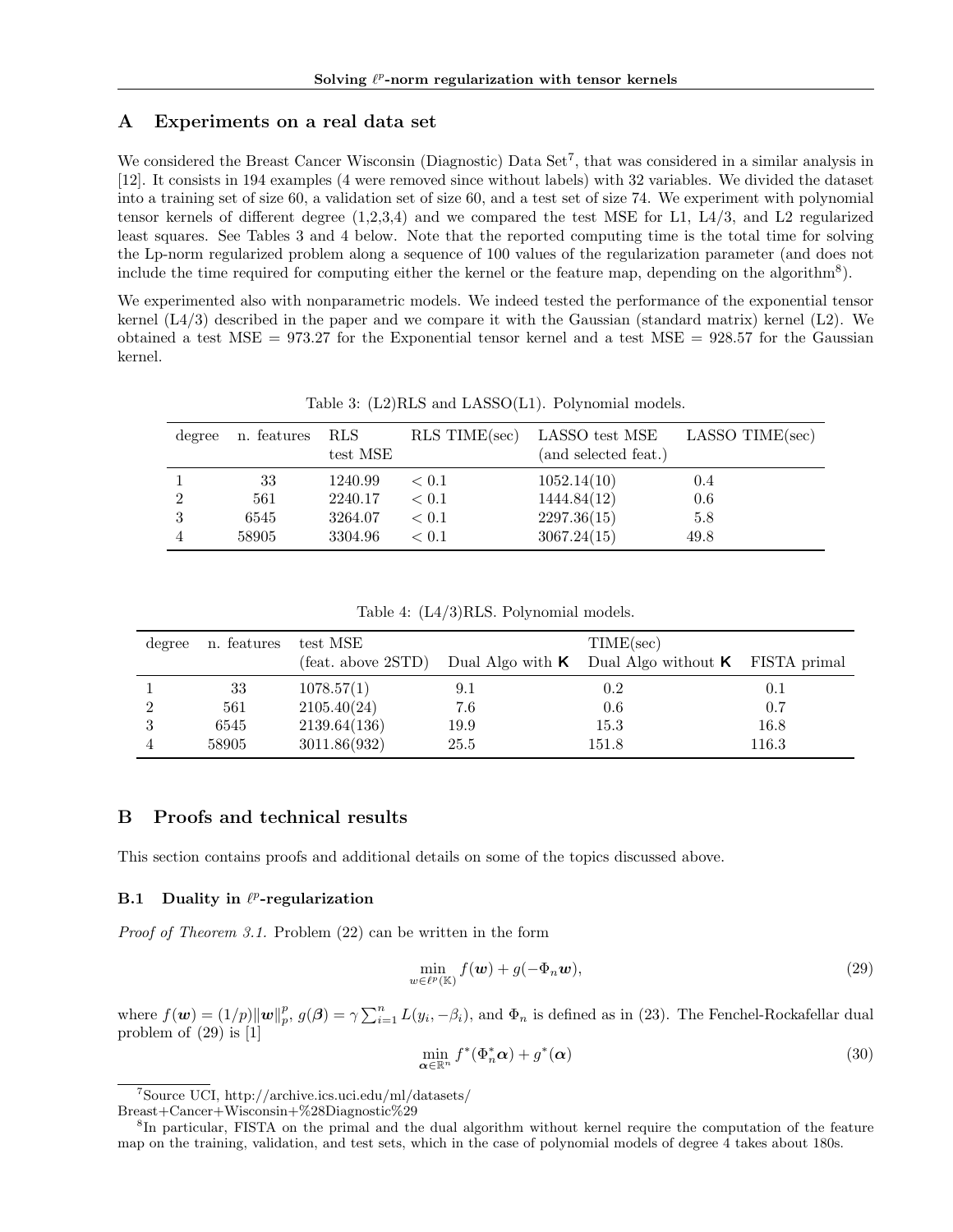## A Experiments on a real data set

We considered the Breast Cancer Wisconsin (Diagnostic) Data Set[7], that was considered in a similar analysis in [12]. It consists in 194 examples (4 were removed since without labels) with 32 variables. We divided the dataset into a training set of size 60, a validation set of size 60, and a test set of size 74. We experiment with polynomial tensor kernels of different degree (1,2,3,4) and we compared the test MSE for L1, L4/3, and L2 regularized least squares. See Tables 3 and 4 below. Note that the reported computing time is the total time for solving the Lp-norm regularized problem along a sequence of 100 values of the regularization parameter (and does not include the time required for computing either the kernel or the feature map, depending on the algorithm[8]).

We experimented also with nonparametric models. We indeed tested the performance of the exponential tensor kernel (L4/3) described in the paper and we compare it with the Gaussian (standard matrix) kernel (L2). We obtained a test MSE = 973.27 for the Exponential tensor kernel and a test MSE = 928.57 for the Gaussian kernel.

Table 3: (L2)RLS and LASSO(L1). Polynomial models.

| degree | n. features | RLS test MSE | RLS TIME(sec) | LASSO test MSE (and selected feat.) | LASSO TIME(sec) |
|---|---|---|---|---|---|
| 1 | 33 | 1240.99 | $< 0.1$ | 1052.14(10) | 0.4 |
| 2 | 561 | 2240.17 | $< 0.1$ | 1444.84(12) | 0.6 |
| 3 | 6545 | 3264.07 | $< 0.1$ | 2297.36(15) | 5.8 |
| 4 | 58905 | 3304.96 | $< 0.1$ | 3067.24(15) | 49.8 |

Table 4: (L4/3)RLS. Polynomial models.

| degree | n. features | test MSE | | TIME(sec) | |
|---|---|---|---|---|---|
| | | (feat. above 2STD) | Dual Algo with $\mathbf{K}$ | Dual Algo without $\mathbf{K}$ | FISTA primal |
| 1 | 33 | 1078.57(1) | 9.1 | 0.2 | 0.1 |
| 2 | 561 | 2105.40(24) | 7.6 | 0.6 | 0.7 |
| 3 | 6545 | 2139.64(136) | 19.9 | 15.3 | 16.8 |
| 4 | 58905 | 3011.86(932) | 25.5 | 151.8 | 116.3 |

## B Proofs and technical results

This section contains proofs and additional details on some of the topics discussed above.

### B.1 Duality in $\ell^p$-regularization

*Proof of Theorem 3.1.* Problem (22) can be written in the form

$$\min_{w \in \ell^p(\mathbb{K})} f(\boldsymbol{w}) + g(-\Phi_n \boldsymbol{w}), \tag{29}$$

where $f(\boldsymbol{w}) = (1/p)\|\boldsymbol{w}\|_p^p$, $g(\boldsymbol{\beta}) = \gamma \sum_{i=1}^n L(y_i, -\beta_i)$, and $\Phi_n$ is defined as in (23). The Fenchel-Rockafellar dual problem of (29) is [1]

$$\min_{\boldsymbol{\alpha} \in \mathbb{R}^n} f^*(\Phi_n^* \boldsymbol{\alpha}) + g^*(\boldsymbol{\alpha}) \tag{30}$$

[7]Source UCI, http://archive.ics.uci.edu/ml/datasets/Breast+Cancer+Wisconsin+%28Diagnostic%29

[8]In particular, FISTA on the primal and the dual algorithm without kernel require the computation of the feature map on the training, validation, and test sets, which in the case of polynomial models of degree 4 takes about 180s.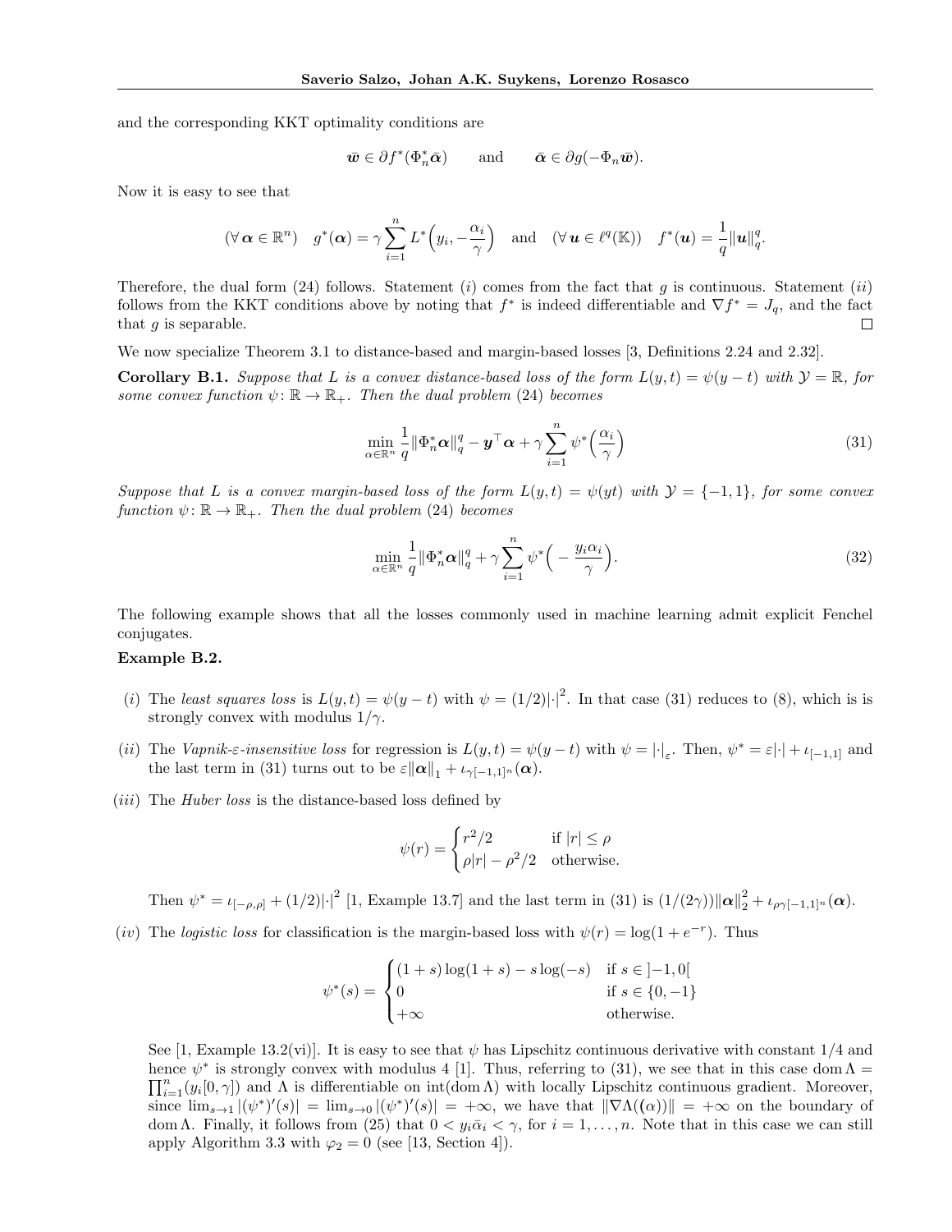and the corresponding KKT optimality conditions are

$$\bar{\boldsymbol{w}} \in \partial f^*(\Phi_n^* \bar{\boldsymbol{\alpha}}) \qquad \text{and} \qquad \bar{\boldsymbol{\alpha}} \in \partial g(-\Phi_n \bar{\boldsymbol{w}}).$$

Now it is easy to see that

$$(\forall\, \boldsymbol{\alpha} \in \mathbb{R}^n) \quad g^*(\boldsymbol{\alpha}) = \gamma \sum_{i=1}^n L^*\Big(y_i, -\frac{\alpha_i}{\gamma}\Big) \quad \text{and} \quad (\forall\, \boldsymbol{u} \in \ell^q(\mathbb{K})) \quad f^*(\boldsymbol{u}) = \frac{1}{q}\|\boldsymbol{u}\|_q^q.$$

Therefore, the dual form (24) follows. Statement $(i)$ comes from the fact that $g$ is continuous. Statement $(ii)$ follows from the KKT conditions above by noting that $f^*$ is indeed differentiable and $\nabla f^* = J_q$, and the fact that $g$ is separable. □

We now specialize Theorem 3.1 to distance-based and margin-based losses [3, Definitions 2.24 and 2.32].

**Corollary B.1.** *Suppose that $L$ is a convex distance-based loss of the form $L(y,t) = \psi(y - t)$ with $\mathcal{Y} = \mathbb{R}$, for some convex function $\psi\colon \mathbb{R} \to \mathbb{R}_+$. Then the dual problem (24) becomes*

$$\min_{\alpha \in \mathbb{R}^n} \frac{1}{q}\|\Phi_n^* \boldsymbol{\alpha}\|_q^q - \boldsymbol{y}^\top \boldsymbol{\alpha} + \gamma \sum_{i=1}^n \psi^*\Big(\frac{\alpha_i}{\gamma}\Big) \tag{31}$$

*Suppose that $L$ is a convex margin-based loss of the form $L(y,t) = \psi(yt)$ with $\mathcal{Y} = \{-1, 1\}$, for some convex function $\psi\colon \mathbb{R} \to \mathbb{R}_+$. Then the dual problem (24) becomes*

$$\min_{\alpha \in \mathbb{R}^n} \frac{1}{q}\|\Phi_n^* \boldsymbol{\alpha}\|_q^q + \gamma \sum_{i=1}^n \psi^*\Big(-\frac{y_i \alpha_i}{\gamma}\Big). \tag{32}$$

The following example shows that all the losses commonly used in machine learning admit explicit Fenchel conjugates.

**Example B.2.**

$(i)$ The *least squares loss* is $L(y,t) = \psi(y-t)$ with $\psi = (1/2)|\cdot|^2$. In that case (31) reduces to (8), which is is strongly convex with modulus $1/\gamma$.

$(ii)$ The *Vapnik-ε-insensitive loss* for regression is $L(y,t) = \psi(y-t)$ with $\psi = |\cdot|_\varepsilon$. Then, $\psi^* = \varepsilon|\cdot| + \iota_{[-1,1]}$ and the last term in (31) turns out to be $\varepsilon\|\boldsymbol{\alpha}\|_1 + \iota_{\gamma[-1,1]^n}(\boldsymbol{\alpha})$.

$(iii)$ The *Huber loss* is the distance-based loss defined by

$$\psi(r) = \begin{cases} r^2/2 & \text{if } |r| \leq \rho \\ \rho|r| - \rho^2/2 & \text{otherwise.} \end{cases}$$

Then $\psi^* = \iota_{[-\rho,\rho]} + (1/2)|\cdot|^2$ [1, Example 13.7] and the last term in (31) is $(1/(2\gamma))\|\boldsymbol{\alpha}\|_2^2 + \iota_{\rho\gamma[-1,1]^n}(\boldsymbol{\alpha})$.

$(iv)$ The *logistic loss* for classification is the margin-based loss with $\psi(r) = \log(1 + e^{-r})$. Thus

$$\psi^*(s) = \begin{cases} (1+s)\log(1+s) - s\log(-s) & \text{if } s \in \left]-1, 0\right[ \\ 0 & \text{if } s \in \{0, -1\} \\ +\infty & \text{otherwise.} \end{cases}$$

See [1, Example 13.2(vi)]. It is easy to see that $\psi$ has Lipschitz continuous derivative with constant $1/4$ and hence $\psi^*$ is strongly convex with modulus 4 [1]. Thus, referring to (31), we see that in this case $\operatorname{dom}\Lambda = \prod_{i=1}^n (y_i[0,\gamma])$ and $\Lambda$ is differentiable on $\operatorname{int}(\operatorname{dom}\Lambda)$ with locally Lipschitz continuous gradient. Moreover, since $\lim_{s\to 1}|(\psi^*)'(s)| = \lim_{s\to 0}|(\psi^*)'(s)| = +\infty$, we have that $\|\nabla\Lambda((\alpha))\| = +\infty$ on the boundary of $\operatorname{dom}\Lambda$. Finally, it follows from (25) that $0 < y_i\bar{\alpha}_i < \gamma$, for $i = 1, \dots, n$. Note that in this case we can still apply Algorithm 3.3 with $\varphi_2 = 0$ (see [13, Section 4]).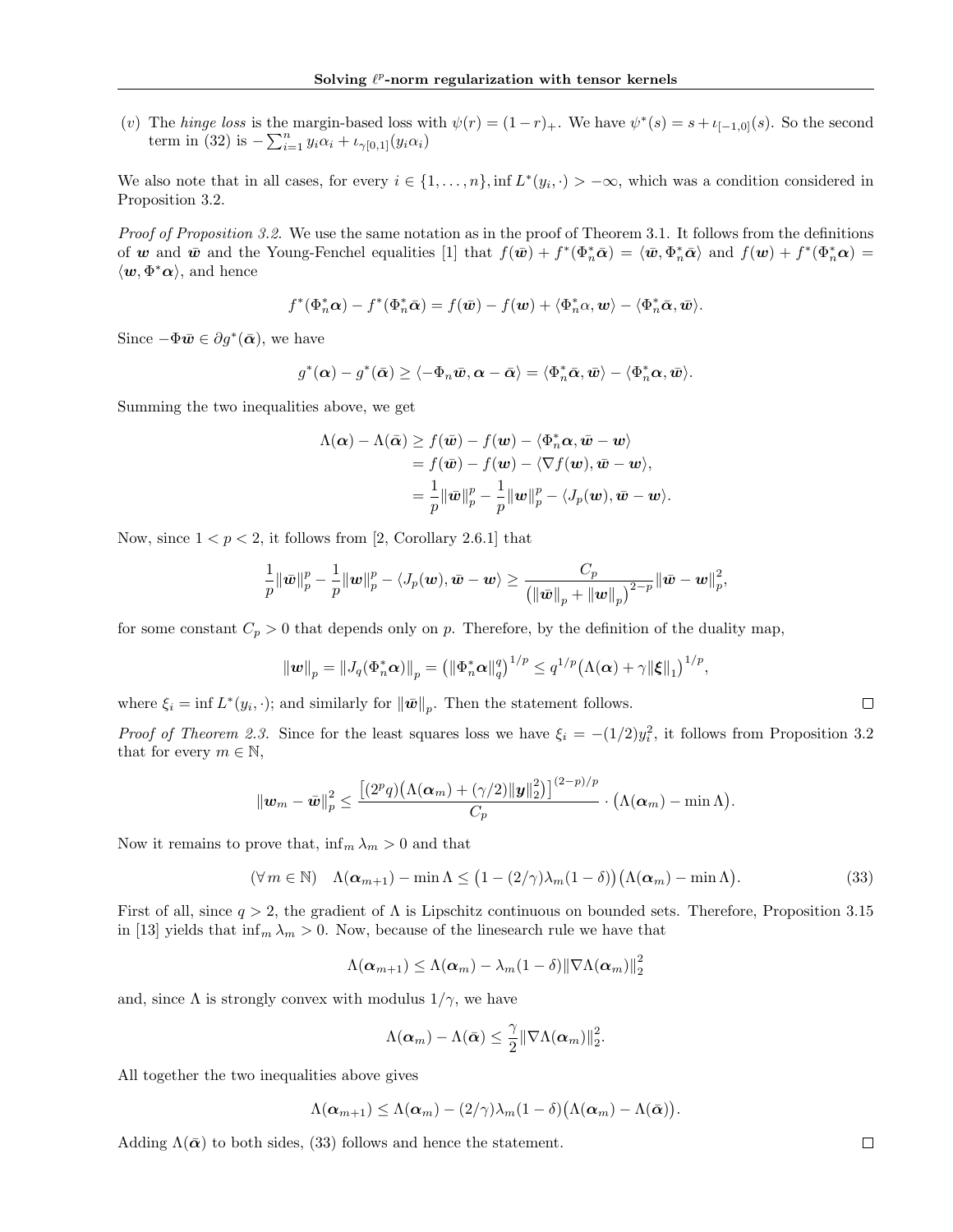(v) The *hinge loss* is the margin-based loss with $\psi(r) = (1-r)_+$. We have $\psi^*(s) = s + \iota_{[-1,0]}(s)$. So the second term in (32) is $-\sum_{i=1}^n y_i\alpha_i + \iota_{\gamma[0,1]}(y_i\alpha_i)$

We also note that in all cases, for every $i \in \{1,\dots,n\}, \inf L^*(y_i,\cdot) > -\infty$, which was a condition considered in Proposition 3.2.

*Proof of Proposition 3.2.* We use the same notation as in the proof of Theorem 3.1. It follows from the definitions of $\boldsymbol{w}$ and $\bar{\boldsymbol{w}}$ and the Young-Fenchel equalities [1] that $f(\bar{\boldsymbol{w}}) + f^*(\Phi_n^*\bar{\boldsymbol{\alpha}}) = \langle \bar{\boldsymbol{w}}, \Phi_n^*\bar{\boldsymbol{\alpha}}\rangle$ and $f(\boldsymbol{w}) + f^*(\Phi_n^*\boldsymbol{\alpha}) = \langle \boldsymbol{w}, \Phi^*\boldsymbol{\alpha}\rangle$, and hence

$$f^*(\Phi_n^*\boldsymbol{\alpha}) - f^*(\Phi_n^*\bar{\boldsymbol{\alpha}}) = f(\bar{\boldsymbol{w}}) - f(\boldsymbol{w}) + \langle \Phi_n^*\alpha, \boldsymbol{w}\rangle - \langle \Phi_n^*\bar{\boldsymbol{\alpha}}, \bar{\boldsymbol{w}}\rangle.$$

Since $-\Phi\bar{\boldsymbol{w}} \in \partial g^*(\bar{\boldsymbol{\alpha}})$, we have

$$g^*(\boldsymbol{\alpha}) - g^*(\bar{\boldsymbol{\alpha}}) \geq \langle -\Phi_n\bar{\boldsymbol{w}}, \boldsymbol{\alpha} - \bar{\boldsymbol{\alpha}}\rangle = \langle \Phi_n^*\bar{\boldsymbol{\alpha}}, \bar{\boldsymbol{w}}\rangle - \langle \Phi_n^*\boldsymbol{\alpha}, \bar{\boldsymbol{w}}\rangle.$$

Summing the two inequalities above, we get

$$\begin{aligned}
\Lambda(\boldsymbol{\alpha}) - \Lambda(\bar{\boldsymbol{\alpha}}) &\geq f(\bar{\boldsymbol{w}}) - f(\boldsymbol{w}) - \langle \Phi_n^*\boldsymbol{\alpha}, \bar{\boldsymbol{w}} - \boldsymbol{w}\rangle \\
&= f(\bar{\boldsymbol{w}}) - f(\boldsymbol{w}) - \langle \nabla f(\boldsymbol{w}), \bar{\boldsymbol{w}} - \boldsymbol{w}\rangle, \\
&= \frac{1}{p}\|\bar{\boldsymbol{w}}\|_p^p - \frac{1}{p}\|\boldsymbol{w}\|_p^p - \langle J_p(\boldsymbol{w}), \bar{\boldsymbol{w}} - \boldsymbol{w}\rangle.
\end{aligned}$$

Now, since $1 < p < 2$, it follows from [2, Corollary 2.6.1] that

$$\frac{1}{p}\|\bar{\boldsymbol{w}}\|_p^p - \frac{1}{p}\|\boldsymbol{w}\|_p^p - \langle J_p(\boldsymbol{w}), \bar{\boldsymbol{w}} - \boldsymbol{w}\rangle \geq \frac{C_p}{\big(\|\bar{\boldsymbol{w}}\|_p + \|\boldsymbol{w}\|_p\big)^{2-p}}\|\bar{\boldsymbol{w}} - \boldsymbol{w}\|_p^2,$$

for some constant $C_p > 0$ that depends only on $p$. Therefore, by the definition of the duality map,

$$\|\boldsymbol{w}\|_p = \|J_q(\Phi_n^*\boldsymbol{\alpha})\|_p = \big(\|\Phi_n^*\boldsymbol{\alpha}\|_q^q\big)^{1/p} \leq q^{1/p}\big(\Lambda(\boldsymbol{\alpha}) + \gamma\|\boldsymbol{\xi}\|_1\big)^{1/p},$$

where $\xi_i = \inf L^*(y_i,\cdot)$; and similarly for $\|\bar{\boldsymbol{w}}\|_p$. Then the statement follows. $\square$

*Proof of Theorem 2.3.* Since for the least squares loss we have $\xi_i = -(1/2)y_i^2$, it follows from Proposition 3.2 that for every $m \in \mathbb{N}$,

$$\|\boldsymbol{w}_m - \bar{\boldsymbol{w}}\|_p^2 \leq \frac{\big[(2^p q)\big(\Lambda(\boldsymbol{\alpha}_m) + (\gamma/2)\|\boldsymbol{y}\|_2^2\big)\big]^{(2-p)/p}}{C_p} \cdot \big(\Lambda(\boldsymbol{\alpha}_m) - \min\Lambda\big).$$

Now it remains to prove that, $\inf_m \lambda_m > 0$ and that

$$(\forall\, m \in \mathbb{N}) \quad \Lambda(\boldsymbol{\alpha}_{m+1}) - \min\Lambda \leq \big(1 - (2/\gamma)\lambda_m(1-\delta)\big)\big(\Lambda(\boldsymbol{\alpha}_m) - \min\Lambda\big). \tag{33}$$

First of all, since $q > 2$, the gradient of $\Lambda$ is Lipschitz continuous on bounded sets. Therefore, Proposition 3.15 in [13] yields that $\inf_m \lambda_m > 0$. Now, because of the linesearch rule we have that

$$\Lambda(\boldsymbol{\alpha}_{m+1}) \leq \Lambda(\boldsymbol{\alpha}_m) - \lambda_m(1-\delta)\|\nabla\Lambda(\boldsymbol{\alpha}_m)\|_2^2$$

and, since $\Lambda$ is strongly convex with modulus $1/\gamma$, we have

$$\Lambda(\boldsymbol{\alpha}_m) - \Lambda(\bar{\boldsymbol{\alpha}}) \leq \frac{\gamma}{2}\|\nabla\Lambda(\boldsymbol{\alpha}_m)\|_2^2.$$

All together the two inequalities above gives

$$\Lambda(\boldsymbol{\alpha}_{m+1}) \leq \Lambda(\boldsymbol{\alpha}_m) - (2/\gamma)\lambda_m(1-\delta)\big(\Lambda(\boldsymbol{\alpha}_m) - \Lambda(\bar{\boldsymbol{\alpha}})\big).$$

Adding $\Lambda(\bar{\boldsymbol{\alpha}})$ to both sides, (33) follows and hence the statement. $\square$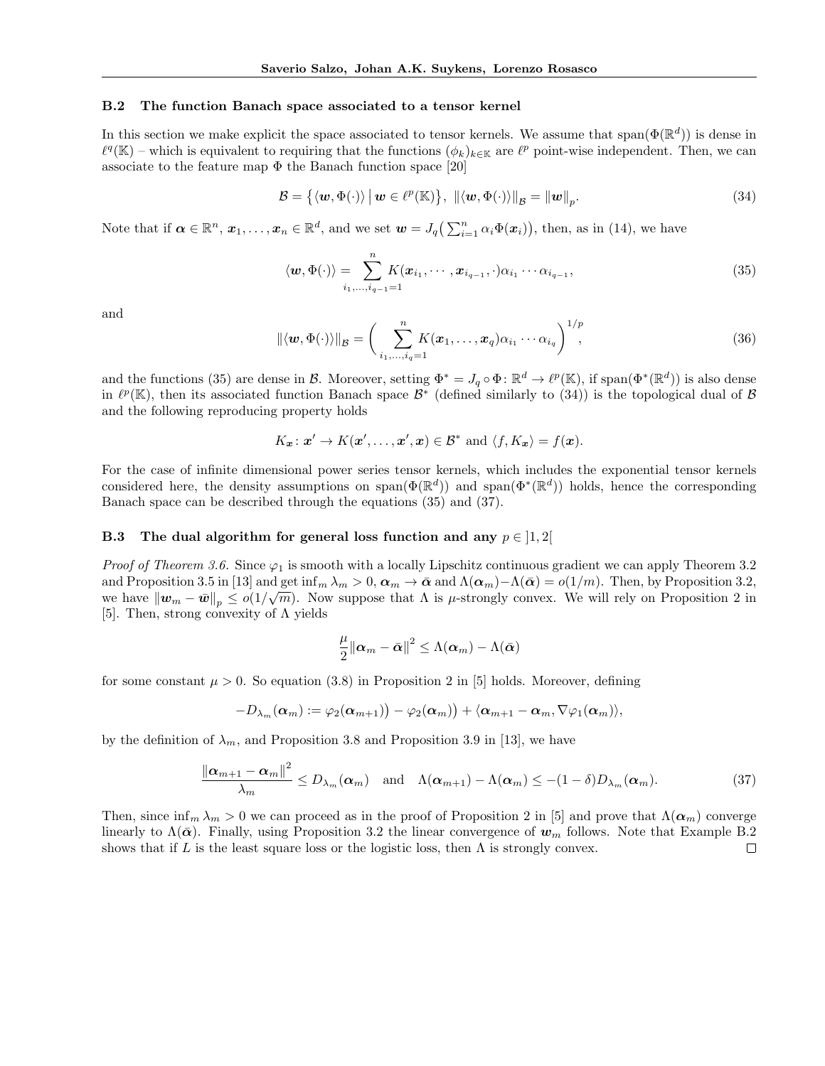### B.2 The function Banach space associated to a tensor kernel

In this section we make explicit the space associated to tensor kernels. We assume that $\mathrm{span}(\Phi(\mathbb{R}^d))$ is dense in $\ell^q(\mathbb{K})$ – which is equivalent to requiring that the functions $(\phi_k)_{k\in\mathbb{K}}$ are $\ell^p$ point-wise independent. Then, we can associate to the feature map $\Phi$ the Banach function space [20]

$$\mathcal{B} = \big\{ \langle \boldsymbol{w}, \Phi(\cdot)\rangle \,\big\vert\, \boldsymbol{w} \in \ell^p(\mathbb{K})\big\},\ \ \|\langle \boldsymbol{w}, \Phi(\cdot)\rangle\|_{\mathcal{B}} = \|\boldsymbol{w}\|_p. \tag{34}$$

Note that if $\boldsymbol{\alpha} \in \mathbb{R}^n$, $\boldsymbol{x}_1, \dots, \boldsymbol{x}_n \in \mathbb{R}^d$, and we set $\boldsymbol{w} = J_q\big(\sum_{i=1}^n \alpha_i \Phi(\boldsymbol{x}_i)\big)$, then, as in (14), we have

$$\langle \boldsymbol{w}, \Phi(\cdot)\rangle = \sum_{i_1,\dots,i_{q-1}=1}^{n} K(\boldsymbol{x}_{i_1}, \cdots, \boldsymbol{x}_{i_{q-1}}, \cdot)\alpha_{i_1}\cdots\alpha_{i_{q-1}}, \tag{35}$$

and

$$\|\langle \boldsymbol{w}, \Phi(\cdot)\rangle\|_{\mathcal{B}} = \bigg( \sum_{i_1,\dots,i_q=1}^{n} K(\boldsymbol{x}_1, \dots, \boldsymbol{x}_q)\alpha_{i_1}\cdots\alpha_{i_q}\bigg)^{1/p}, \tag{36}$$

and the functions (35) are dense in $\mathcal{B}$. Moreover, setting $\Phi^* = J_q \circ \Phi \colon \mathbb{R}^d \to \ell^p(\mathbb{K})$, if $\mathrm{span}(\Phi^*(\mathbb{R}^d))$ is also dense in $\ell^p(\mathbb{K})$, then its associated function Banach space $\mathcal{B}^*$ (defined similarly to (34)) is the topological dual of $\mathcal{B}$ and the following reproducing property holds

$$K_{\boldsymbol{x}} \colon \boldsymbol{x}' \to K(\boldsymbol{x}', \dots, \boldsymbol{x}', \boldsymbol{x}) \in \mathcal{B}^* \text{ and } \langle f, K_{\boldsymbol{x}}\rangle = f(\boldsymbol{x}).$$

For the case of infinite dimensional power series tensor kernels, which includes the exponential tensor kernels considered here, the density assumptions on $\mathrm{span}(\Phi(\mathbb{R}^d))$ and $\mathrm{span}(\Phi^*(\mathbb{R}^d))$ holds, hence the corresponding Banach space can be described through the equations (35) and (37).

### B.3 The dual algorithm for general loss function and any $p \in\, ]1, 2[$

*Proof of Theorem 3.6.* Since $\varphi_1$ is smooth with a locally Lipschitz continuous gradient we can apply Theorem 3.2 and Proposition 3.5 in [13] and get $\inf_m \lambda_m > 0$, $\boldsymbol{\alpha}_m \to \bar{\boldsymbol{\alpha}}$ and $\Lambda(\boldsymbol{\alpha}_m) - \Lambda(\bar{\boldsymbol{\alpha}}) = o(1/m)$. Then, by Proposition 3.2, we have $\|\boldsymbol{w}_m - \bar{\boldsymbol{w}}\|_p \leq o(1/\sqrt{m})$. Now suppose that $\Lambda$ is $\mu$-strongly convex. We will rely on Proposition 2 in [5]. Then, strong convexity of $\Lambda$ yields

$$\frac{\mu}{2}\|\boldsymbol{\alpha}_m - \bar{\boldsymbol{\alpha}}\|^2 \leq \Lambda(\boldsymbol{\alpha}_m) - \Lambda(\bar{\boldsymbol{\alpha}})$$

for some constant $\mu > 0$. So equation (3.8) in Proposition 2 in [5] holds. Moreover, defining

$$-D_{\lambda_m}(\boldsymbol{\alpha}_m) := \varphi_2(\boldsymbol{\alpha}_{m+1})\big) - \varphi_2(\boldsymbol{\alpha}_m)\big) + \langle \boldsymbol{\alpha}_{m+1} - \boldsymbol{\alpha}_m, \nabla\varphi_1(\boldsymbol{\alpha}_m)\rangle,$$

by the definition of $\lambda_m$, and Proposition 3.8 and Proposition 3.9 in [13], we have

$$\frac{\|\boldsymbol{\alpha}_{m+1} - \boldsymbol{\alpha}_m\|^2}{\lambda_m} \leq D_{\lambda_m}(\boldsymbol{\alpha}_m) \quad \text{and} \quad \Lambda(\boldsymbol{\alpha}_{m+1}) - \Lambda(\boldsymbol{\alpha}_m) \leq -(1-\delta)D_{\lambda_m}(\boldsymbol{\alpha}_m). \tag{37}$$

Then, since $\inf_m \lambda_m > 0$ we can proceed as in the proof of Proposition 2 in [5] and prove that $\Lambda(\boldsymbol{\alpha}_m)$ converge linearly to $\Lambda(\bar{\boldsymbol{\alpha}})$. Finally, using Proposition 3.2 the linear convergence of $\boldsymbol{w}_m$ follows. Note that Example B.2 shows that if $L$ is the least square loss or the logistic loss, then $\Lambda$ is strongly convex. ◻